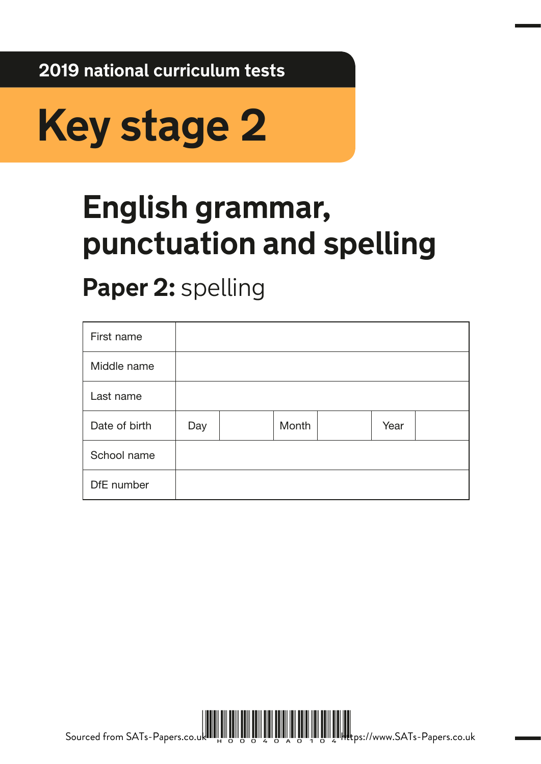2019 national curriculum tests

# Key stage 2

# English grammar, punctuation and spelling

## Paper 2: spelling

| First name | | | | | | |
|---|---|---|---|---|---|---|
| Middle name | | | | | | |
| Last name | | | | | | |
| Date of birth | Day | | Month | | Year | |
| School name | | | | | | |
| DfE number | | | | | | |

Sourced from SATs-Papers.co.uk https://www.SATs-Papers.co.uk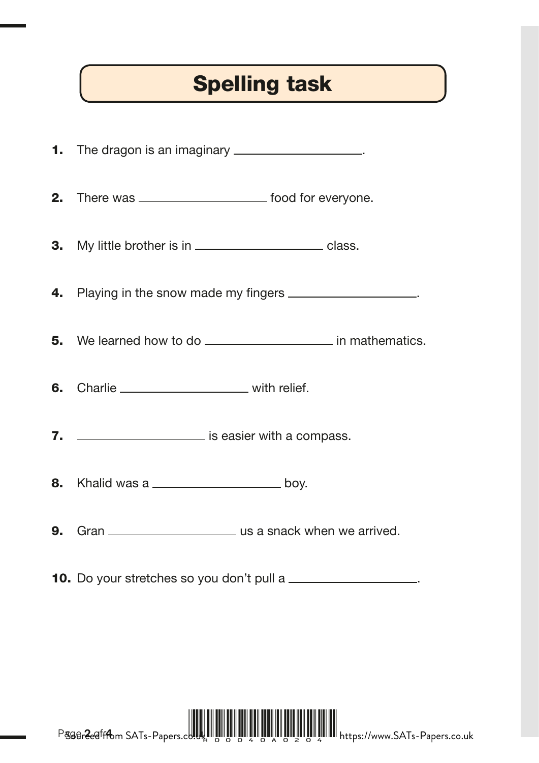# Spelling task

1. The dragon is an imaginary ____________________.

2. There was ____________________ food for everyone.

3. My little brother is in ____________________ class.

4. Playing in the snow made my fingers ____________________.

5. We learned how to do ____________________ in mathematics.

6. Charlie ____________________ with relief.

7. ____________________ is easier with a compass.

8. Khalid was a ____________________ boy.

9. Gran ____________________ us a snack when we arrived.

10. Do your stretches so you don't pull a ____________________.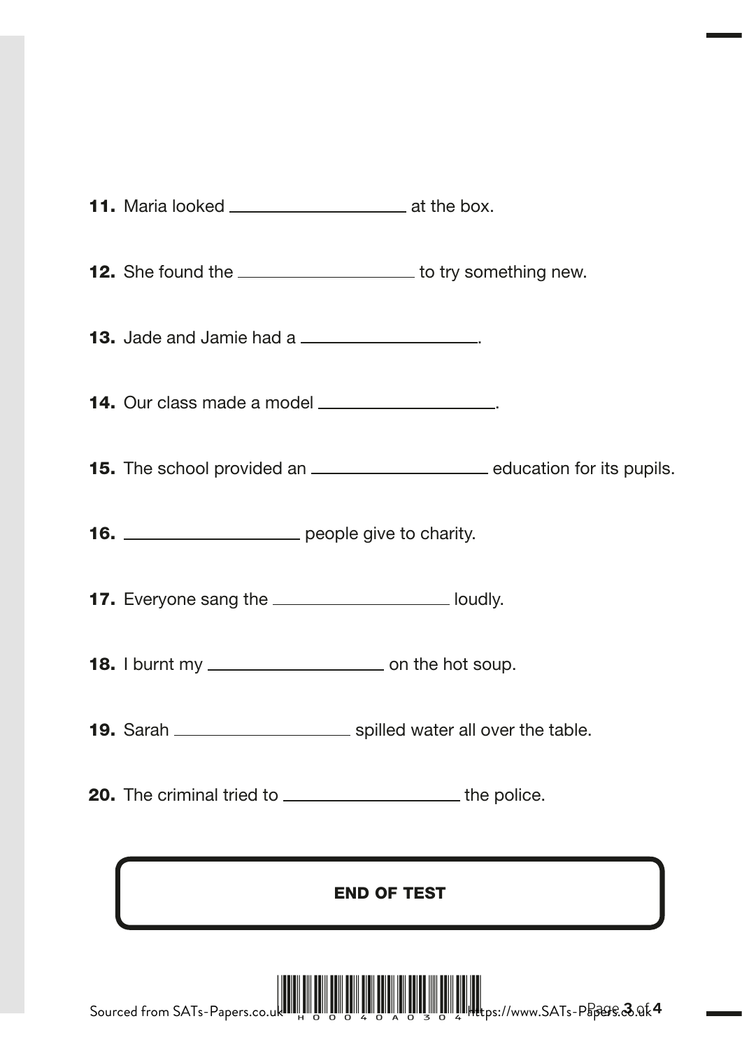**11.** Maria looked ____________________ at the box.

**12.** She found the ____________________ to try something new.

**13.** Jade and Jamie had a ____________________.

**14.** Our class made a model ____________________.

**15.** The school provided an ____________________ education for its pupils.

**16.** ____________________ people give to charity.

**17.** Everyone sang the ____________________ loudly.

**18.** I burnt my ____________________ on the hot soup.

**19.** Sarah ____________________ spilled water all over the table.

**20.** The criminal tried to ____________________ the police.

**END OF TEST**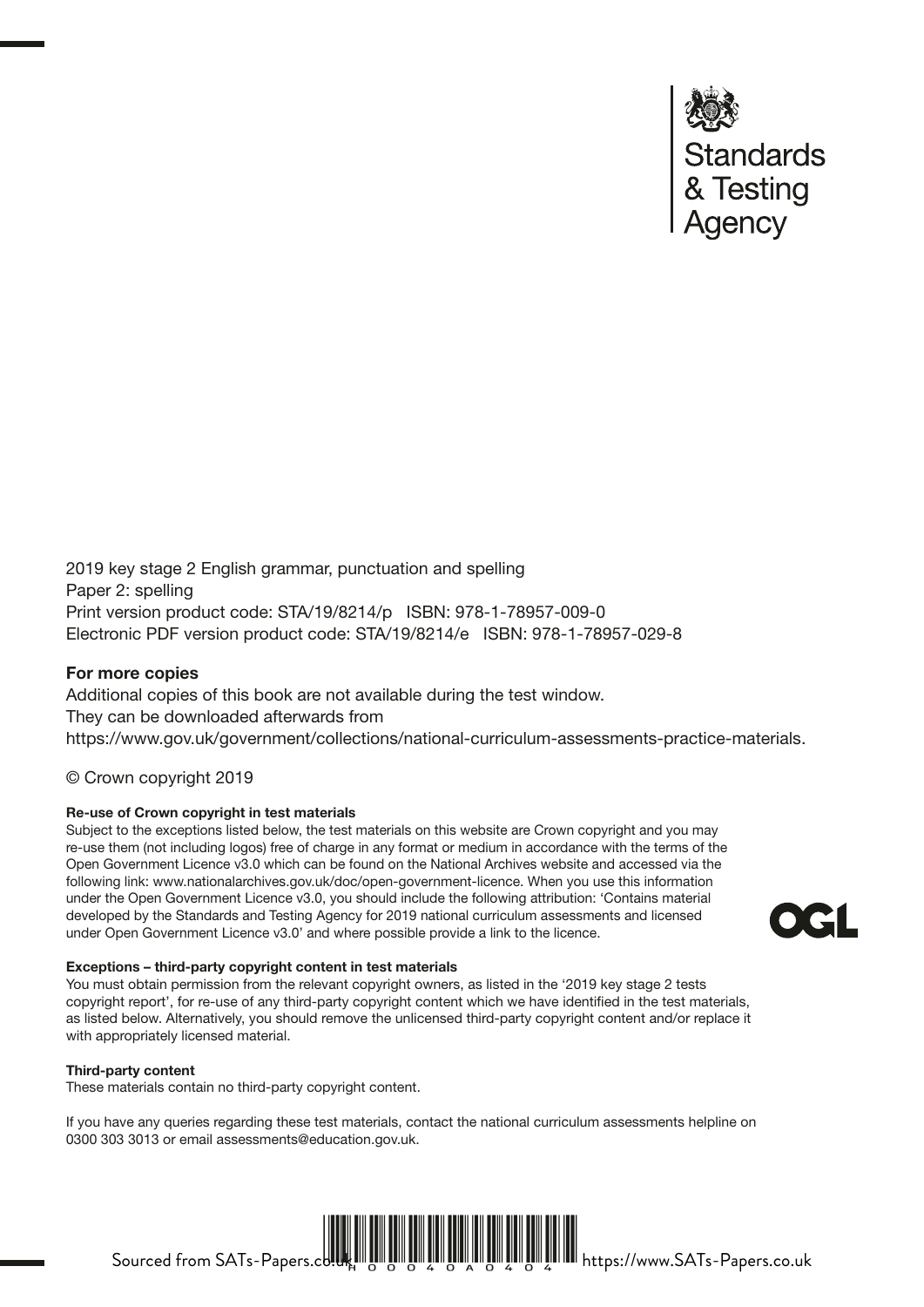Standards
& Testing
Agency

2019 key stage 2 English grammar, punctuation and spelling
Paper 2: spelling
Print version product code: STA/19/8214/p ISBN: 978-1-78957-009-0
Electronic PDF version product code: STA/19/8214/e ISBN: 978-1-78957-029-8

**For more copies**

Additional copies of this book are not available during the test window.
They can be downloaded afterwards from
https://www.gov.uk/government/collections/national-curriculum-assessments-practice-materials.

© Crown copyright 2019

**Re-use of Crown copyright in test materials**

Subject to the exceptions listed below, the test materials on this website are Crown copyright and you may re-use them (not including logos) free of charge in any format or medium in accordance with the terms of the Open Government Licence v3.0 which can be found on the National Archives website and accessed via the following link: www.nationalarchives.gov.uk/doc/open-government-licence. When you use this information under the Open Government Licence v3.0, you should include the following attribution: 'Contains material developed by the Standards and Testing Agency for 2019 national curriculum assessments and licensed under Open Government Licence v3.0' and where possible provide a link to the licence.

**Exceptions – third-party copyright content in test materials**

You must obtain permission from the relevant copyright owners, as listed in the '2019 key stage 2 tests copyright report', for re-use of any third-party copyright content which we have identified in the test materials, as listed below. Alternatively, you should remove the unlicensed third-party copyright content and/or replace it with appropriately licensed material.

**Third-party content**

These materials contain no third-party copyright content.

If you have any queries regarding these test materials, contact the national curriculum assessments helpline on 0300 303 3013 or email assessments@education.gov.uk.

Sourced from SATs-Papers.co.uk https://www.SATs-Papers.co.uk